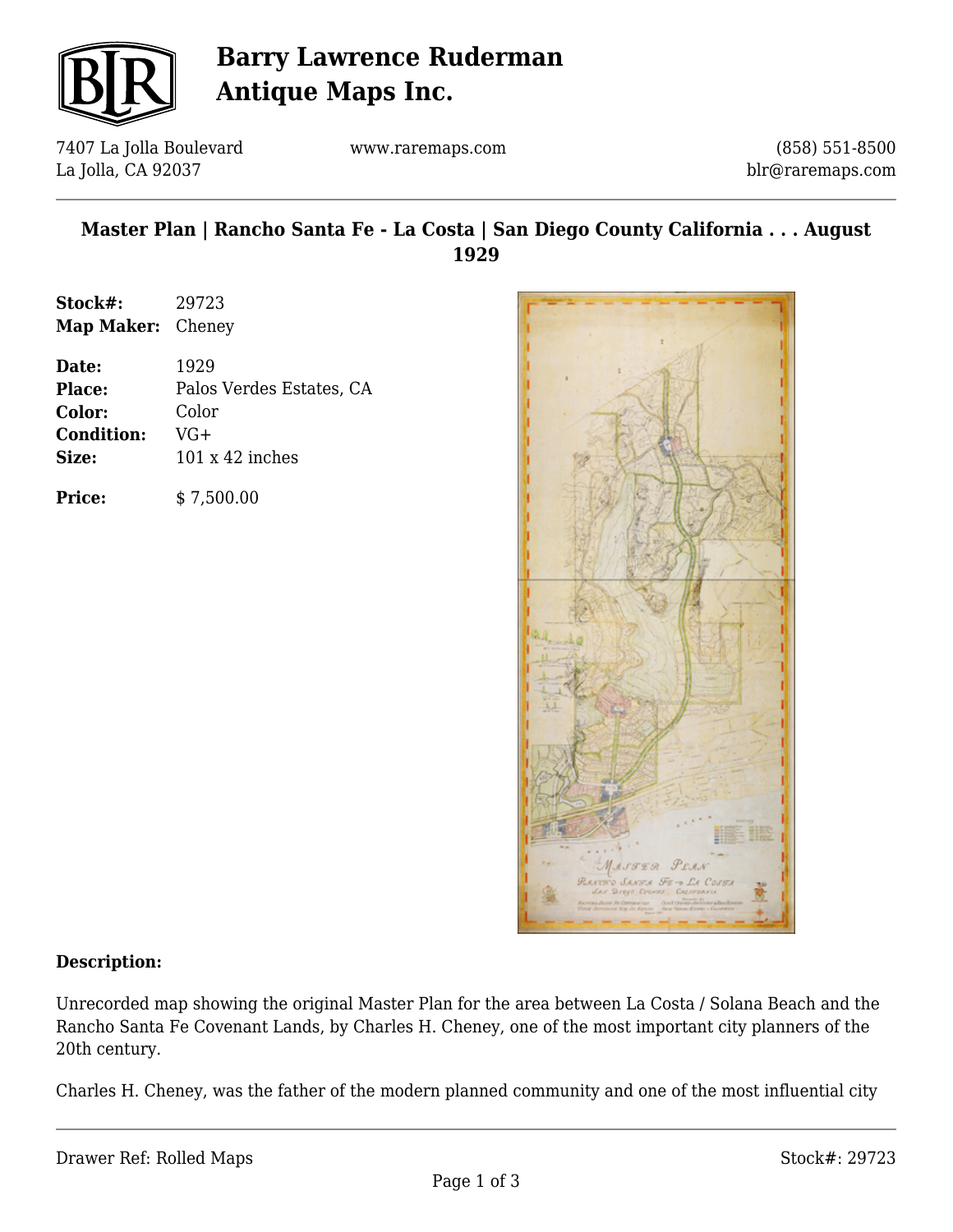# Barry Lawrence Ruderman Antique Maps Inc.

7407 La Jolla Boulevard
La Jolla, CA 92037

www.raremaps.com

(858) 551-8500
blr@raremaps.com

## Master Plan | Rancho Santa Fe - La Costa | San Diego County California . . . August 1929

| | |
|---|---|
| **Stock#:** | 29723 |
| **Map Maker:** | Cheney |
| **Date:** | 1929 |
| **Place:** | Palos Verdes Estates, CA |
| **Color:** | Color |
| **Condition:** | VG+ |
| **Size:** | 101 x 42 inches |
| **Price:** | $ 7,500.00 |

**Description:**

Unrecorded map showing the original Master Plan for the area between La Costa / Solana Beach and the Rancho Santa Fe Covenant Lands, by Charles H. Cheney, one of the most important city planners of the 20th century.

Charles H. Cheney, was the father of the modern planned community and one of the most influential city

Drawer Ref: Rolled Maps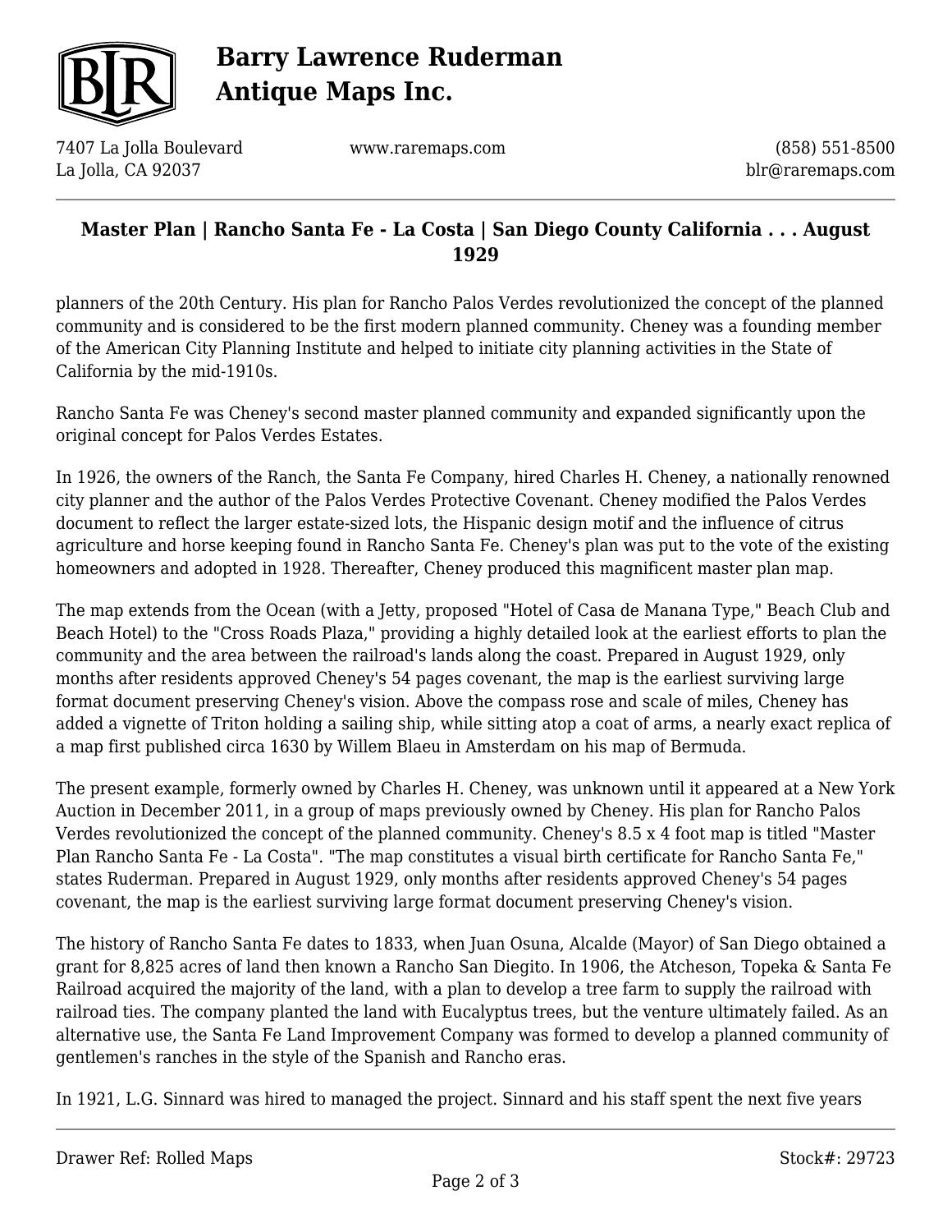planners of the 20th Century. His plan for Rancho Palos Verdes revolutionized the concept of the planned community and is considered to be the first modern planned community. Cheney was a founding member of the American City Planning Institute and helped to initiate city planning activities in the State of California by the mid-1910s.

Rancho Santa Fe was Cheney's second master planned community and expanded significantly upon the original concept for Palos Verdes Estates.

In 1926, the owners of the Ranch, the Santa Fe Company, hired Charles H. Cheney, a nationally renowned city planner and the author of the Palos Verdes Protective Covenant. Cheney modified the Palos Verdes document to reflect the larger estate-sized lots, the Hispanic design motif and the influence of citrus agriculture and horse keeping found in Rancho Santa Fe. Cheney's plan was put to the vote of the existing homeowners and adopted in 1928. Thereafter, Cheney produced this magnificent master plan map.

The map extends from the Ocean (with a Jetty, proposed "Hotel of Casa de Manana Type," Beach Club and Beach Hotel) to the "Cross Roads Plaza," providing a highly detailed look at the earliest efforts to plan the community and the area between the railroad's lands along the coast. Prepared in August 1929, only months after residents approved Cheney's 54 pages covenant, the map is the earliest surviving large format document preserving Cheney's vision. Above the compass rose and scale of miles, Cheney has added a vignette of Triton holding a sailing ship, while sitting atop a coat of arms, a nearly exact replica of a map first published circa 1630 by Willem Blaeu in Amsterdam on his map of Bermuda.

The present example, formerly owned by Charles H. Cheney, was unknown until it appeared at a New York Auction in December 2011, in a group of maps previously owned by Cheney. His plan for Rancho Palos Verdes revolutionized the concept of the planned community. Cheney's 8.5 x 4 foot map is titled "Master Plan Rancho Santa Fe - La Costa". "The map constitutes a visual birth certificate for Rancho Santa Fe," states Ruderman. Prepared in August 1929, only months after residents approved Cheney's 54 pages covenant, the map is the earliest surviving large format document preserving Cheney's vision.

The history of Rancho Santa Fe dates to 1833, when Juan Osuna, Alcalde (Mayor) of San Diego obtained a grant for 8,825 acres of land then known a Rancho San Diegito. In 1906, the Atcheson, Topeka & Santa Fe Railroad acquired the majority of the land, with a plan to develop a tree farm to supply the railroad with railroad ties. The company planted the land with Eucalyptus trees, but the venture ultimately failed. As an alternative use, the Santa Fe Land Improvement Company was formed to develop a planned community of gentlemen's ranches in the style of the Spanish and Rancho eras.

In 1921, L.G. Sinnard was hired to managed the project. Sinnard and his staff spent the next five years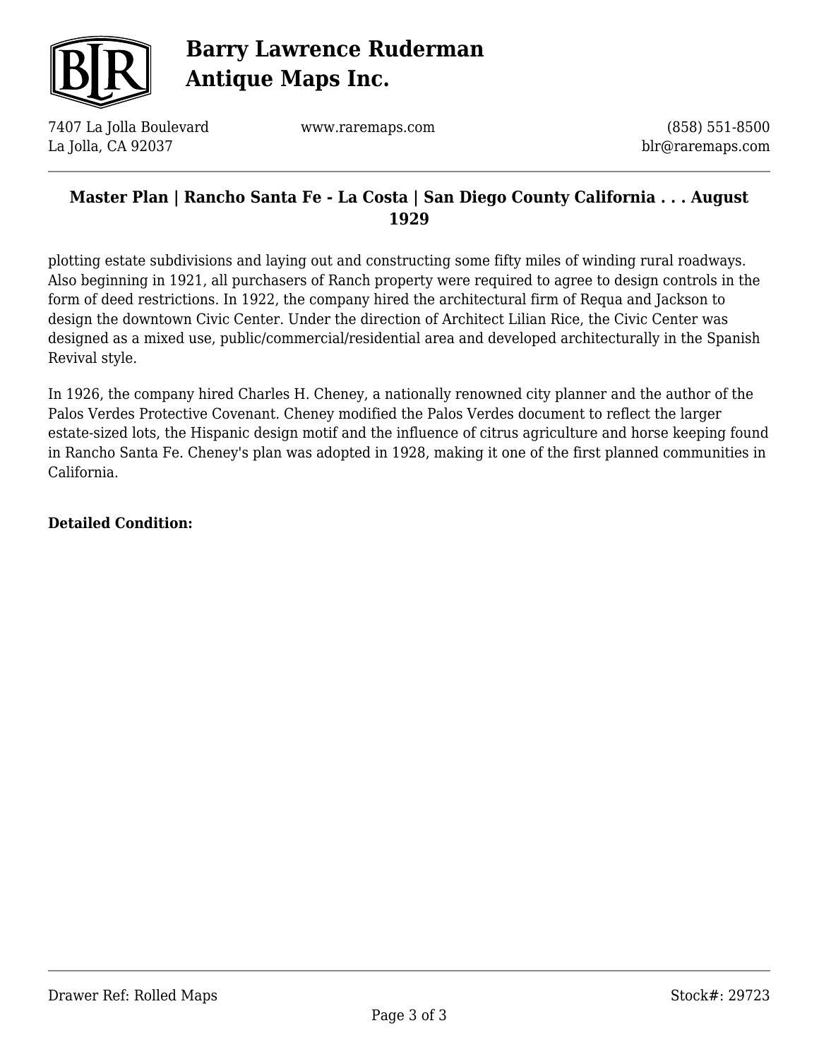plotting estate subdivisions and laying out and constructing some fifty miles of winding rural roadways. Also beginning in 1921, all purchasers of Ranch property were required to agree to design controls in the form of deed restrictions. In 1922, the company hired the architectural firm of Requa and Jackson to design the downtown Civic Center. Under the direction of Architect Lilian Rice, the Civic Center was designed as a mixed use, public/commercial/residential area and developed architecturally in the Spanish Revival style.

In 1926, the company hired Charles H. Cheney, a nationally renowned city planner and the author of the Palos Verdes Protective Covenant. Cheney modified the Palos Verdes document to reflect the larger estate-sized lots, the Hispanic design motif and the influence of citrus agriculture and horse keeping found in Rancho Santa Fe. Cheney's plan was adopted in 1928, making it one of the first planned communities in California.

**Detailed Condition:**